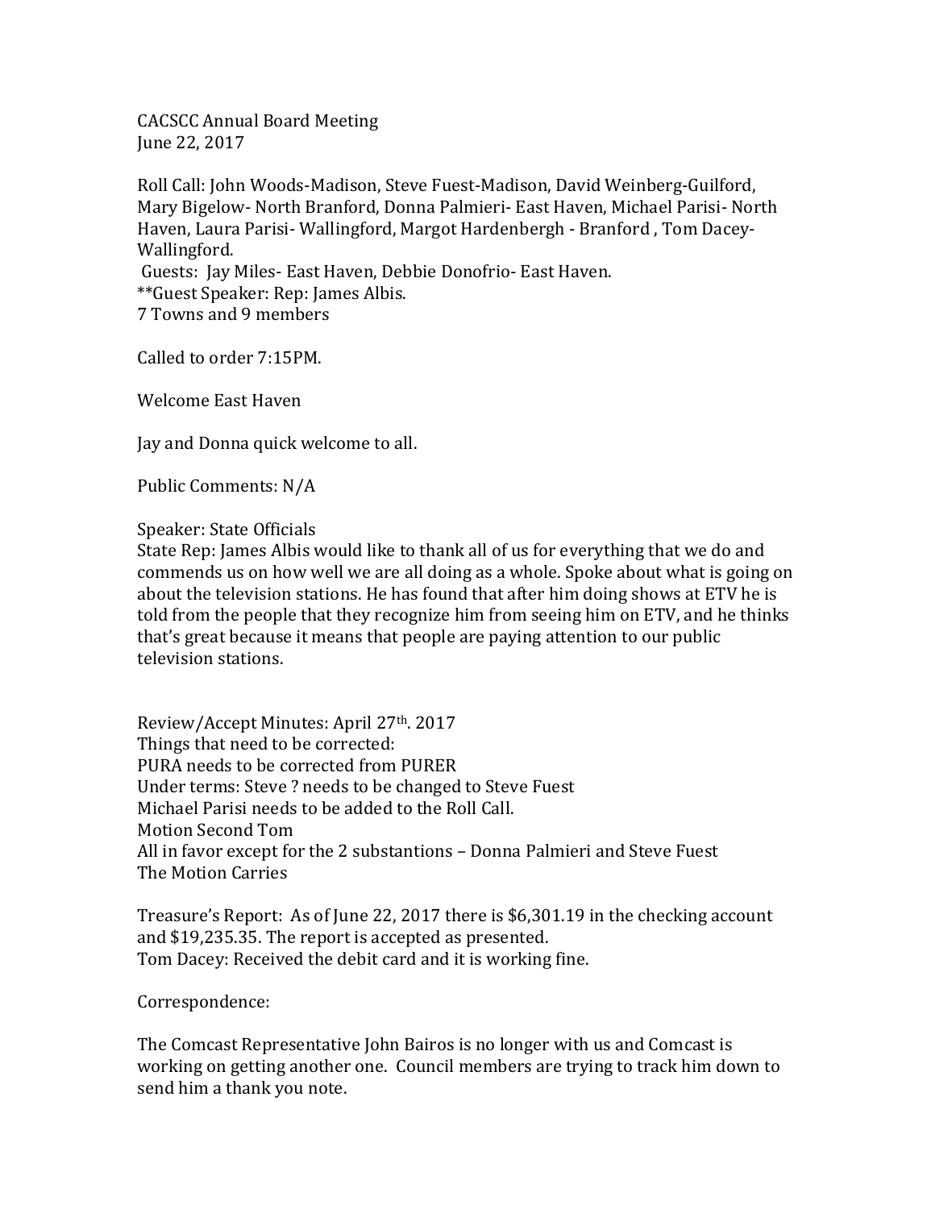CACSCC Annual Board Meeting
June 22, 2017

Roll Call: John Woods-Madison, Steve Fuest-Madison, David Weinberg-Guilford, Mary Bigelow- North Branford, Donna Palmieri- East Haven, Michael Parisi- North Haven, Laura Parisi- Wallingford, Margot Hardenbergh - Branford , Tom Dacey- Wallingford.
Guests: Jay Miles- East Haven, Debbie Donofrio- East Haven.
**Guest Speaker: Rep: James Albis.
7 Towns and 9 members

Called to order 7:15PM.

Welcome East Haven

Jay and Donna quick welcome to all.

Public Comments: N/A

Speaker: State Officials
State Rep: James Albis would like to thank all of us for everything that we do and commends us on how well we are all doing as a whole. Spoke about what is going on about the television stations. He has found that after him doing shows at ETV he is told from the people that they recognize him from seeing him on ETV, and he thinks that's great because it means that people are paying attention to our public television stations.

Review/Accept Minutes: April 27th. 2017
Things that need to be corrected:
PURA needs to be corrected from PURER
Under terms: Steve ? needs to be changed to Steve Fuest
Michael Parisi needs to be added to the Roll Call.
Motion Second Tom
All in favor except for the 2 substantions – Donna Palmieri and Steve Fuest
The Motion Carries

Treasure's Report: As of June 22, 2017 there is $6,301.19 in the checking account and $19,235.35. The report is accepted as presented.
Tom Dacey: Received the debit card and it is working fine.

Correspondence:

The Comcast Representative John Bairos is no longer with us and Comcast is working on getting another one. Council members are trying to track him down to send him a thank you note.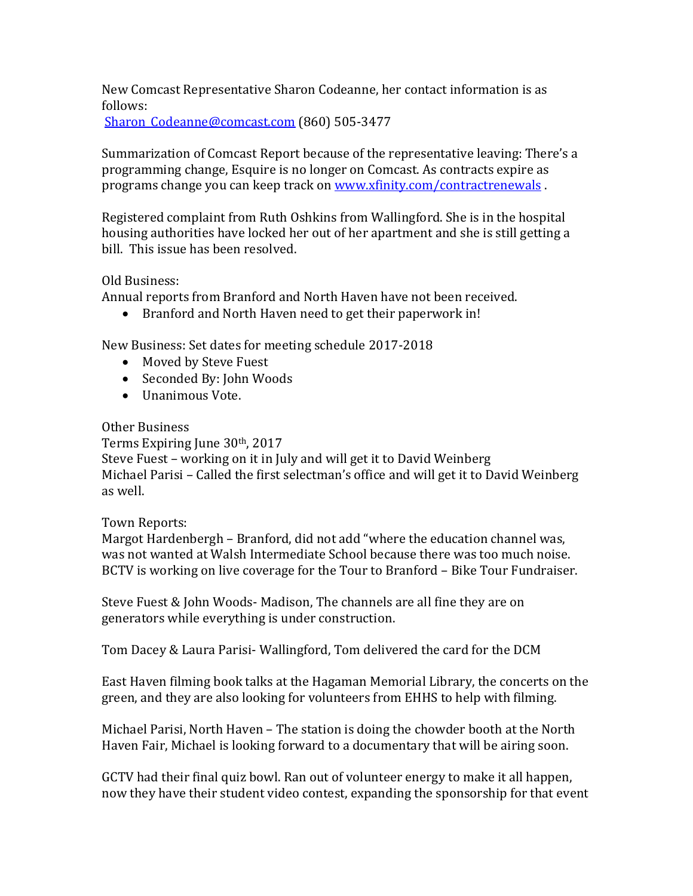New Comcast Representative Sharon Codeanne, her contact information is as follows:
[Sharon_Codeanne@comcast.com](mailto:Sharon_Codeanne@comcast.com) (860) 505-3477

Summarization of Comcast Report because of the representative leaving: There's a programming change, Esquire is no longer on Comcast. As contracts expire as programs change you can keep track on [www.xfinity.com/contractrenewals](http://www.xfinity.com/contractrenewals) .

Registered complaint from Ruth Oshkins from Wallingford. She is in the hospital housing authorities have locked her out of her apartment and she is still getting a bill. This issue has been resolved.

Old Business:
Annual reports from Branford and North Haven have not been received.

- Branford and North Haven need to get their paperwork in!

New Business: Set dates for meeting schedule 2017-2018

- Moved by Steve Fuest
- Seconded By: John Woods
- Unanimous Vote.

Other Business
Terms Expiring June 30th, 2017
Steve Fuest – working on it in July and will get it to David Weinberg
Michael Parisi – Called the first selectman's office and will get it to David Weinberg as well.

Town Reports:
Margot Hardenbergh – Branford, did not add "where the education channel was, was not wanted at Walsh Intermediate School because there was too much noise. BCTV is working on live coverage for the Tour to Branford – Bike Tour Fundraiser.

Steve Fuest & John Woods- Madison, The channels are all fine they are on generators while everything is under construction.

Tom Dacey & Laura Parisi- Wallingford, Tom delivered the card for the DCM

East Haven filming book talks at the Hagaman Memorial Library, the concerts on the green, and they are also looking for volunteers from EHHS to help with filming.

Michael Parisi, North Haven – The station is doing the chowder booth at the North Haven Fair, Michael is looking forward to a documentary that will be airing soon.

GCTV had their final quiz bowl. Ran out of volunteer energy to make it all happen, now they have their student video contest, expanding the sponsorship for that event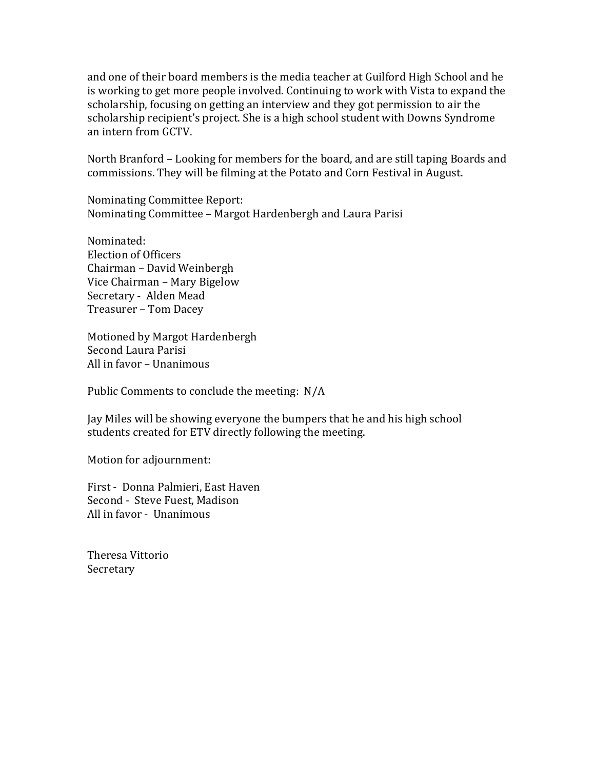and one of their board members is the media teacher at Guilford High School and he is working to get more people involved. Continuing to work with Vista to expand the scholarship, focusing on getting an interview and they got permission to air the scholarship recipient's project. She is a high school student with Downs Syndrome an intern from GCTV.

North Branford – Looking for members for the board, and are still taping Boards and commissions. They will be filming at the Potato and Corn Festival in August.

Nominating Committee Report:
Nominating Committee – Margot Hardenbergh and Laura Parisi

Nominated:
Election of Officers
Chairman – David Weinbergh
Vice Chairman – Mary Bigelow
Secretary - Alden Mead
Treasurer – Tom Dacey

Motioned by Margot Hardenbergh
Second Laura Parisi
All in favor – Unanimous

Public Comments to conclude the meeting: N/A

Jay Miles will be showing everyone the bumpers that he and his high school students created for ETV directly following the meeting.

Motion for adjournment:

First - Donna Palmieri, East Haven
Second - Steve Fuest, Madison
All in favor - Unanimous

Theresa Vittorio
Secretary